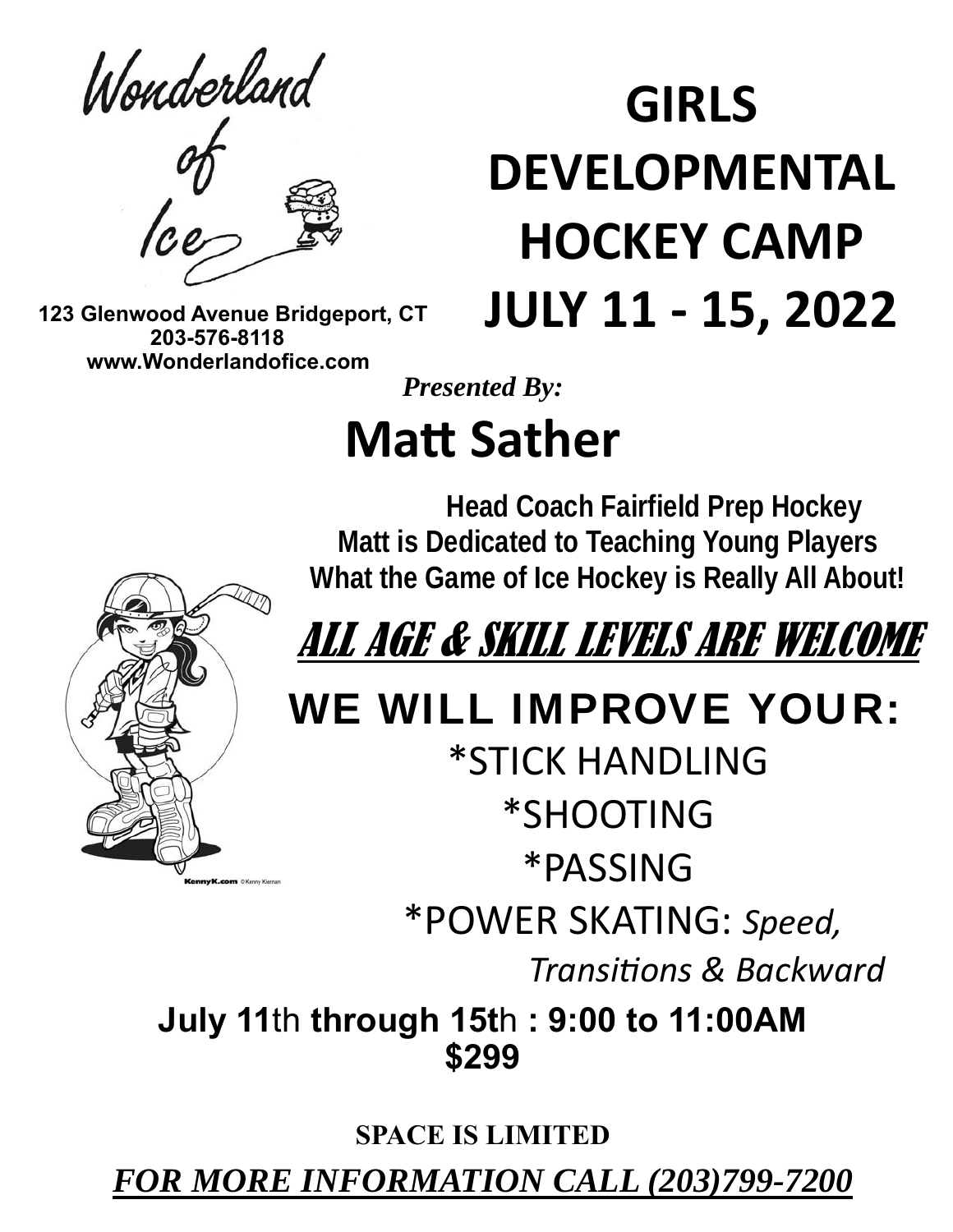Wonderland of Ice

123 Glenwood Avenue Bridgeport, CT
203-576-8118
www.Wonderlandofice.com

# GIRLS DEVELOPMENTAL HOCKEY CAMP JULY 11 - 15, 2022

*Presented By:*

## Matt Sather

**Head Coach Fairfield Prep Hockey**
**Matt is Dedicated to Teaching Young Players What the Game of Ice Hockey is Really All About!**

## ALL AGE & SKILL LEVELS ARE WELCOME

## WE WILL IMPROVE YOUR:

*STICK HANDLING

*SHOOTING

*PASSING

*POWER SKATING: *Speed, Transitions & Backward*

KennyK.com ©Kenny Kiernan

**July 11th through 15th : 9:00 to 11:00AM**
**$299**

**SPACE IS LIMITED**

***FOR MORE INFORMATION CALL (203)799-7200***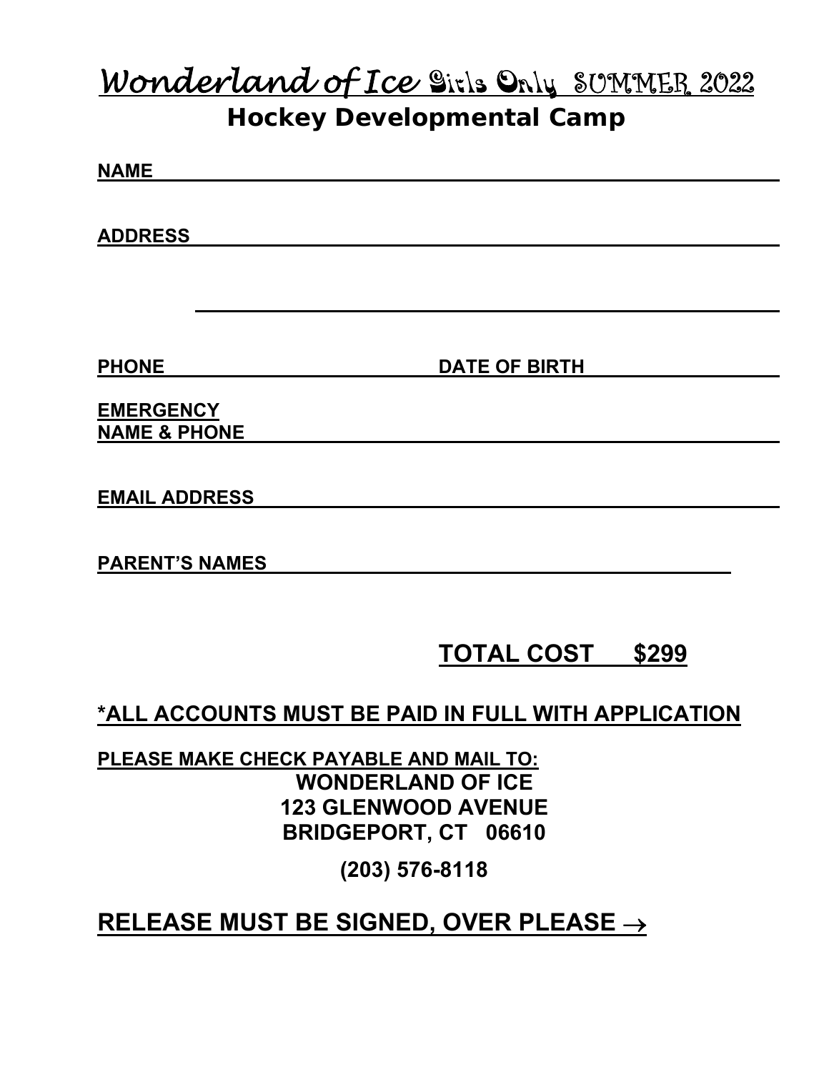# Wonderland of Ice Girls Only SUMMER 2022

## Hockey Developmental Camp

**NAME** ________________________________________________

**ADDRESS** ________________________________________________

________________________________________________

**PHONE** ____________________ **DATE OF BIRTH** ____________________

**EMERGENCY NAME & PHONE** ________________________________________________

**EMAIL ADDRESS** ________________________________________________

**PARENT'S NAMES** ________________________________________________

**TOTAL COST $299**

**\*ALL ACCOUNTS MUST BE PAID IN FULL WITH APPLICATION**

**PLEASE MAKE CHECK PAYABLE AND MAIL TO:**

**WONDERLAND OF ICE**
**123 GLENWOOD AVENUE**
**BRIDGEPORT, CT 06610**

**(203) 576-8118**

**RELEASE MUST BE SIGNED, OVER PLEASE →**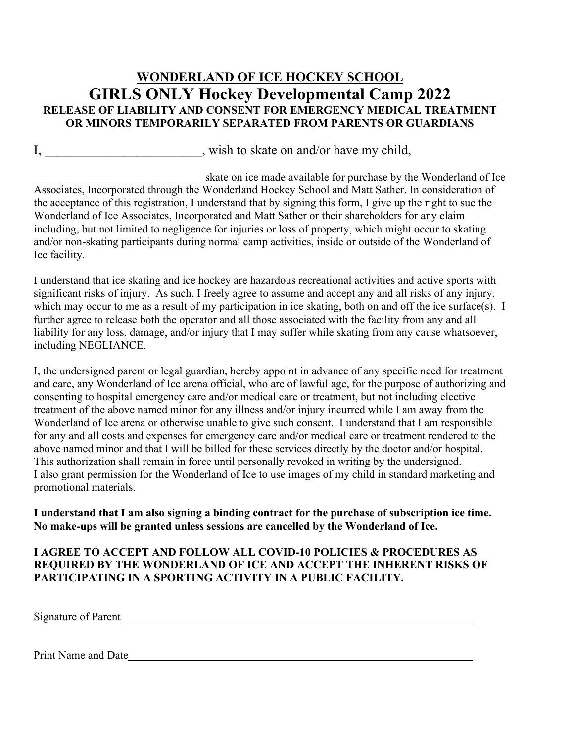## WONDERLAND OF ICE HOCKEY SCHOOL

# GIRLS ONLY Hockey Developmental Camp 2022

### RELEASE OF LIABILITY AND CONSENT FOR EMERGENCY MEDICAL TREATMENT OR MINORS TEMPORARILY SEPARATED FROM PARENTS OR GUARDIANS

I, ________________________, wish to skate on and/or have my child,

_____________________________ skate on ice made available for purchase by the Wonderland of Ice Associates, Incorporated through the Wonderland Hockey School and Matt Sather. In consideration of the acceptance of this registration, I understand that by signing this form, I give up the right to sue the Wonderland of Ice Associates, Incorporated and Matt Sather or their shareholders for any claim including, but not limited to negligence for injuries or loss of property, which might occur to skating and/or non-skating participants during normal camp activities, inside or outside of the Wonderland of Ice facility.

I understand that ice skating and ice hockey are hazardous recreational activities and active sports with significant risks of injury. As such, I freely agree to assume and accept any and all risks of any injury, which may occur to me as a result of my participation in ice skating, both on and off the ice surface(s). I further agree to release both the operator and all those associated with the facility from any and all liability for any loss, damage, and/or injury that I may suffer while skating from any cause whatsoever, including NEGLIANCE.

I, the undersigned parent or legal guardian, hereby appoint in advance of any specific need for treatment and care, any Wonderland of Ice arena official, who are of lawful age, for the purpose of authorizing and consenting to hospital emergency care and/or medical care or treatment, but not including elective treatment of the above named minor for any illness and/or injury incurred while I am away from the Wonderland of Ice arena or otherwise unable to give such consent. I understand that I am responsible for any and all costs and expenses for emergency care and/or medical care or treatment rendered to the above named minor and that I will be billed for these services directly by the doctor and/or hospital. This authorization shall remain in force until personally revoked in writing by the undersigned. I also grant permission for the Wonderland of Ice to use images of my child in standard marketing and promotional materials.

**I understand that I am also signing a binding contract for the purchase of subscription ice time. No make-ups will be granted unless sessions are cancelled by the Wonderland of Ice.**

**I AGREE TO ACCEPT AND FOLLOW ALL COVID-10 POLICIES & PROCEDURES AS REQUIRED BY THE WONDERLAND OF ICE AND ACCEPT THE INHERENT RISKS OF PARTICIPATING IN A SPORTING ACTIVITY IN A PUBLIC FACILITY.**

Signature of Parent_______________________________________________________________

Print Name and Date_______________________________________________________________